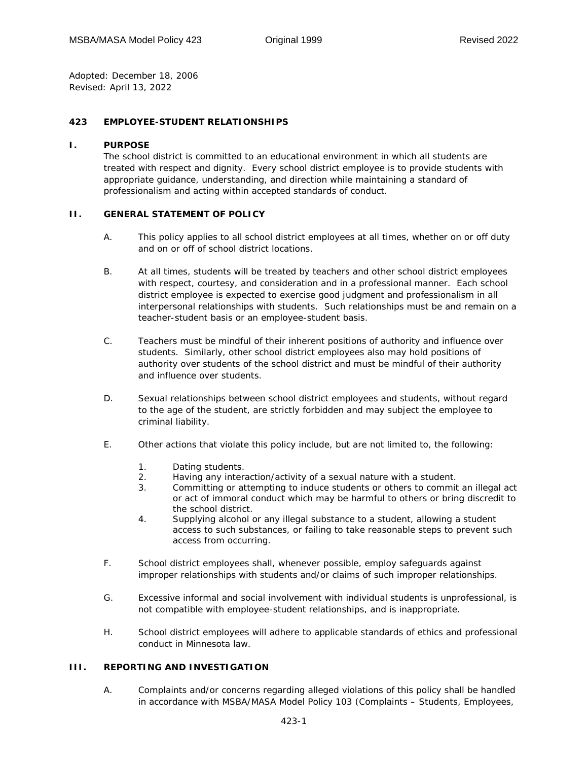Adopted: December 18, 2006
Revised: April 13, 2022

# 423 EMPLOYEE-STUDENT RELATIONSHIPS

## I. PURPOSE

The school district is committed to an educational environment in which all students are treated with respect and dignity. Every school district employee is to provide students with appropriate guidance, understanding, and direction while maintaining a standard of professionalism and acting within accepted standards of conduct.

## II. GENERAL STATEMENT OF POLICY

A. This policy applies to all school district employees at all times, whether on or off duty and on or off of school district locations.

B. At all times, students will be treated by teachers and other school district employees with respect, courtesy, and consideration and in a professional manner. Each school district employee is expected to exercise good judgment and professionalism in all interpersonal relationships with students. Such relationships must be and remain on a teacher-student basis or an employee-student basis.

C. Teachers must be mindful of their inherent positions of authority and influence over students. Similarly, other school district employees also may hold positions of authority over students of the school district and must be mindful of their authority and influence over students.

D. Sexual relationships between school district employees and students, without regard to the age of the student, are strictly forbidden and may subject the employee to criminal liability.

E. Other actions that violate this policy include, but are not limited to, the following:

1. Dating students.
2. Having any interaction/activity of a sexual nature with a student.
3. Committing or attempting to induce students or others to commit an illegal act or act of immoral conduct which may be harmful to others or bring discredit to the school district.
4. Supplying alcohol or any illegal substance to a student, allowing a student access to such substances, or failing to take reasonable steps to prevent such access from occurring.

F. School district employees shall, whenever possible, employ safeguards against improper relationships with students and/or claims of such improper relationships.

G. Excessive informal and social involvement with individual students is unprofessional, is not compatible with employee-student relationships, and is inappropriate.

H. School district employees will adhere to applicable standards of ethics and professional conduct in Minnesota law.

## III. REPORTING AND INVESTIGATION

A. Complaints and/or concerns regarding alleged violations of this policy shall be handled in accordance with MSBA/MASA Model Policy 103 (Complaints – Students, Employees,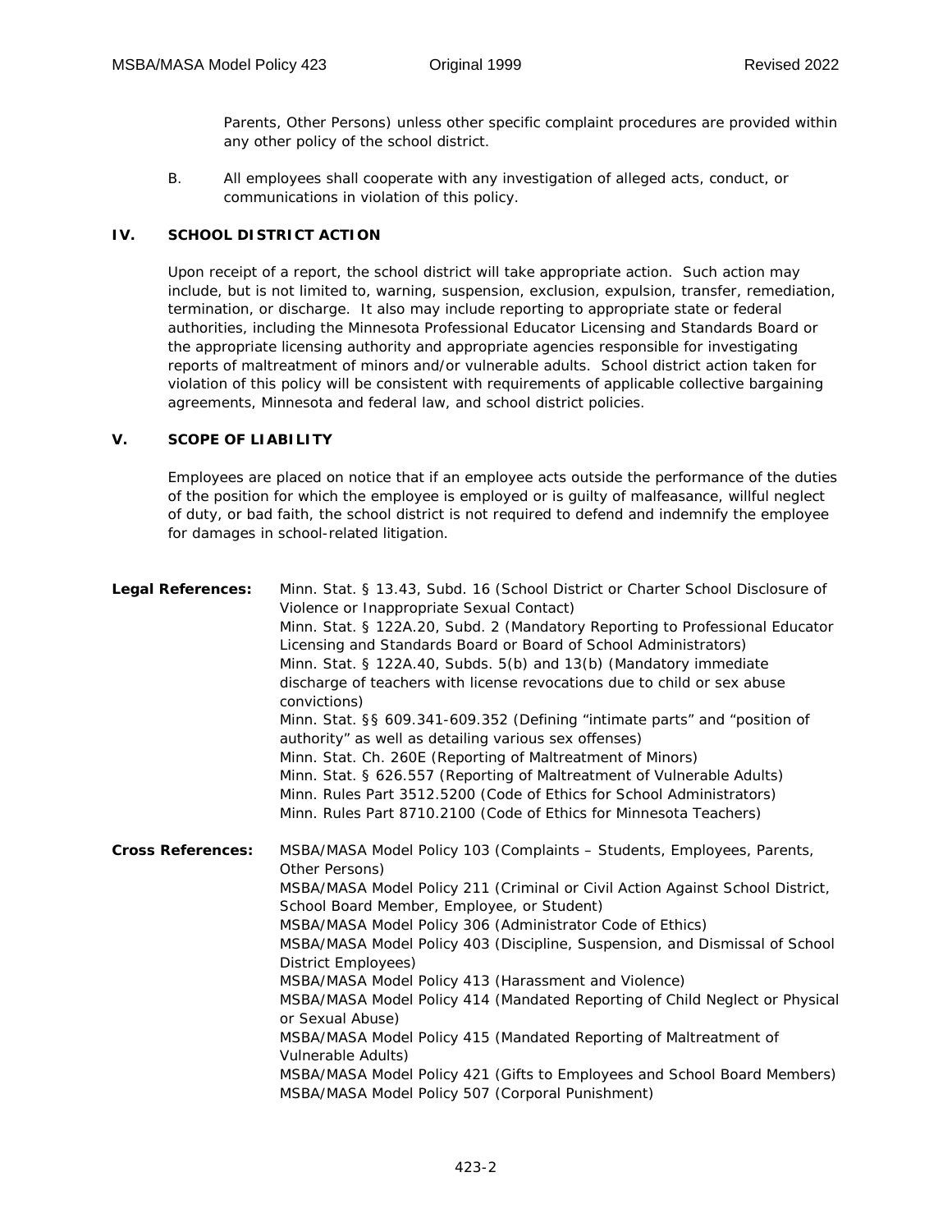Parents, Other Persons) unless other specific complaint procedures are provided within any other policy of the school district.

B. All employees shall cooperate with any investigation of alleged acts, conduct, or communications in violation of this policy.

## IV. SCHOOL DISTRICT ACTION

Upon receipt of a report, the school district will take appropriate action. Such action may include, but is not limited to, warning, suspension, exclusion, expulsion, transfer, remediation, termination, or discharge. It also may include reporting to appropriate state or federal authorities, including the Minnesota Professional Educator Licensing and Standards Board or the appropriate licensing authority and appropriate agencies responsible for investigating reports of maltreatment of minors and/or vulnerable adults. School district action taken for violation of this policy will be consistent with requirements of applicable collective bargaining agreements, Minnesota and federal law, and school district policies.

## V. SCOPE OF LIABILITY

Employees are placed on notice that if an employee acts outside the performance of the duties of the position for which the employee is employed or is guilty of malfeasance, willful neglect of duty, or bad faith, the school district is not required to defend and indemnify the employee for damages in school-related litigation.

**Legal References:**
Minn. Stat. § 13.43, Subd. 16 (School District or Charter School Disclosure of Violence or Inappropriate Sexual Contact)
Minn. Stat. § 122A.20, Subd. 2 (Mandatory Reporting to Professional Educator Licensing and Standards Board or Board of School Administrators)
Minn. Stat. § 122A.40, Subds. 5(b) and 13(b) (Mandatory immediate discharge of teachers with license revocations due to child or sex abuse convictions)
Minn. Stat. §§ 609.341-609.352 (Defining "intimate parts" and "position of authority" as well as detailing various sex offenses)
Minn. Stat. Ch. 260E (Reporting of Maltreatment of Minors)
Minn. Stat. § 626.557 (Reporting of Maltreatment of Vulnerable Adults)
Minn. Rules Part 3512.5200 (Code of Ethics for School Administrators)
Minn. Rules Part 8710.2100 (Code of Ethics for Minnesota Teachers)

**Cross References:**
MSBA/MASA Model Policy 103 (Complaints – Students, Employees, Parents, Other Persons)
MSBA/MASA Model Policy 211 (Criminal or Civil Action Against School District, School Board Member, Employee, or Student)
MSBA/MASA Model Policy 306 (Administrator Code of Ethics)
MSBA/MASA Model Policy 403 (Discipline, Suspension, and Dismissal of School District Employees)
MSBA/MASA Model Policy 413 (Harassment and Violence)
MSBA/MASA Model Policy 414 (Mandated Reporting of Child Neglect or Physical or Sexual Abuse)
MSBA/MASA Model Policy 415 (Mandated Reporting of Maltreatment of Vulnerable Adults)
MSBA/MASA Model Policy 421 (Gifts to Employees and School Board Members)
MSBA/MASA Model Policy 507 (Corporal Punishment)